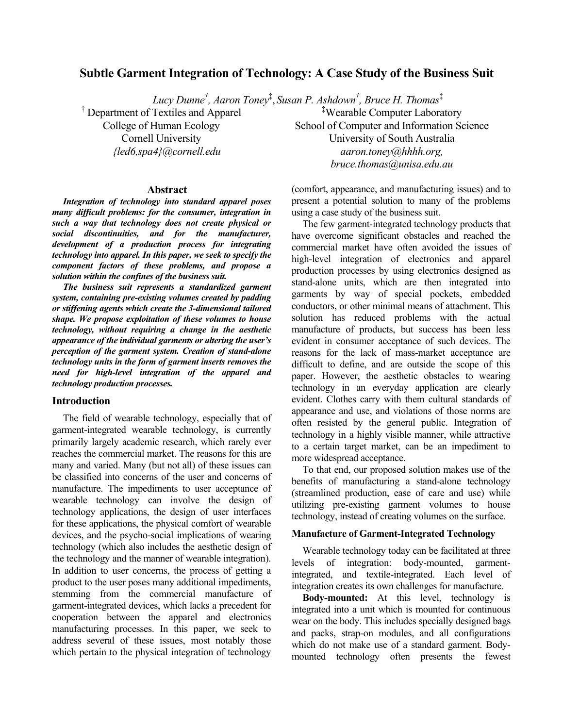# Subtle Garment Integration of Technology: A Case Study of the Business Suit

*Lucy Dunne*[†], *Aaron Toney*[‡], *Susan P. Ashdown*[†], *Bruce H. Thomas*[‡]

[†] Department of Textiles and Apparel
College of Human Ecology
Cornell University
*{led6,spa4}@cornell.edu*

[‡]Wearable Computer Laboratory
School of Computer and Information Science
University of South Australia
*aaron.toney@hhhh.org,*
*bruce.thomas@unisa.edu.au*

## Abstract

***Integration of technology into standard apparel poses many difficult problems: for the consumer, integration in such a way that technology does not create physical or social discontinuities, and for the manufacturer, development of a production process for integrating technology into apparel. In this paper, we seek to specify the component factors of these problems, and propose a solution within the confines of the business suit.***

***The business suit represents a standardized garment system, containing pre-existing volumes created by padding or stiffening agents which create the 3-dimensional tailored shape. We propose exploitation of these volumes to house technology, without requiring a change in the aesthetic appearance of the individual garments or altering the user's perception of the garment system. Creation of stand-alone technology units in the form of garment inserts removes the need for high-level integration of the apparel and technology production processes.***

## Introduction

The field of wearable technology, especially that of garment-integrated wearable technology, is currently primarily largely academic research, which rarely ever reaches the commercial market. The reasons for this are many and varied. Many (but not all) of these issues can be classified into concerns of the user and concerns of manufacture. The impediments to user acceptance of wearable technology can involve the design of technology applications, the design of user interfaces for these applications, the physical comfort of wearable devices, and the psycho-social implications of wearing technology (which also includes the aesthetic design of the technology and the manner of wearable integration). In addition to user concerns, the process of getting a product to the user poses many additional impediments, stemming from the commercial manufacture of garment-integrated devices, which lacks a precedent for cooperation between the apparel and electronics manufacturing processes. In this paper, we seek to address several of these issues, most notably those which pertain to the physical integration of technology (comfort, appearance, and manufacturing issues) and to present a potential solution to many of the problems using a case study of the business suit.

The few garment-integrated technology products that have overcome significant obstacles and reached the commercial market have often avoided the issues of high-level integration of electronics and apparel production processes by using electronics designed as stand-alone units, which are then integrated into garments by way of special pockets, embedded conductors, or other minimal means of attachment. This solution has reduced problems with the actual manufacture of products, but success has been less evident in consumer acceptance of such devices. The reasons for the lack of mass-market acceptance are difficult to define, and are outside the scope of this paper. However, the aesthetic obstacles to wearing technology in an everyday application are clearly evident. Clothes carry with them cultural standards of appearance and use, and violations of those norms are often resisted by the general public. Integration of technology in a highly visible manner, while attractive to a certain target market, can be an impediment to more widespread acceptance.

To that end, our proposed solution makes use of the benefits of manufacturing a stand-alone technology (streamlined production, ease of care and use) while utilizing pre-existing garment volumes to house technology, instead of creating volumes on the surface.

### Manufacture of Garment-Integrated Technology

Wearable technology today can be facilitated at three levels of integration: body-mounted, garment-integrated, and textile-integrated. Each level of integration creates its own challenges for manufacture.

**Body-mounted:** At this level, technology is integrated into a unit which is mounted for continuous wear on the body. This includes specially designed bags and packs, strap-on modules, and all configurations which do not make use of a standard garment. Body-mounted technology often presents the fewest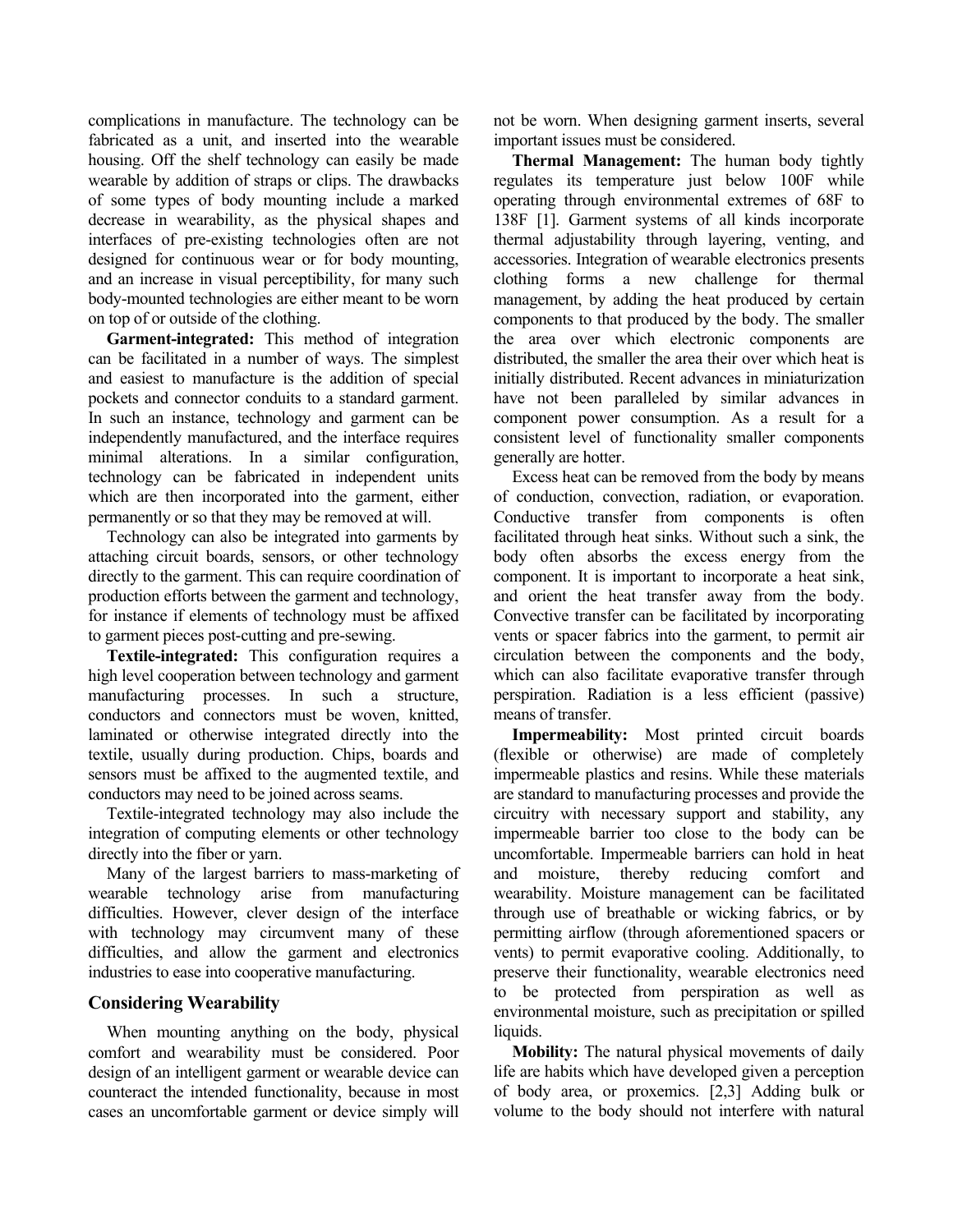complications in manufacture. The technology can be fabricated as a unit, and inserted into the wearable housing. Off the shelf technology can easily be made wearable by addition of straps or clips. The drawbacks of some types of body mounting include a marked decrease in wearability, as the physical shapes and interfaces of pre-existing technologies often are not designed for continuous wear or for body mounting, and an increase in visual perceptibility, for many such body-mounted technologies are either meant to be worn on top of or outside of the clothing.

**Garment-integrated:** This method of integration can be facilitated in a number of ways. The simplest and easiest to manufacture is the addition of special pockets and connector conduits to a standard garment. In such an instance, technology and garment can be independently manufactured, and the interface requires minimal alterations. In a similar configuration, technology can be fabricated in independent units which are then incorporated into the garment, either permanently or so that they may be removed at will.

Technology can also be integrated into garments by attaching circuit boards, sensors, or other technology directly to the garment. This can require coordination of production efforts between the garment and technology, for instance if elements of technology must be affixed to garment pieces post-cutting and pre-sewing.

**Textile-integrated:** This configuration requires a high level cooperation between technology and garment manufacturing processes. In such a structure, conductors and connectors must be woven, knitted, laminated or otherwise integrated directly into the textile, usually during production. Chips, boards and sensors must be affixed to the augmented textile, and conductors may need to be joined across seams.

Textile-integrated technology may also include the integration of computing elements or other technology directly into the fiber or yarn.

Many of the largest barriers to mass-marketing of wearable technology arise from manufacturing difficulties. However, clever design of the interface with technology may circumvent many of these difficulties, and allow the garment and electronics industries to ease into cooperative manufacturing.

## Considering Wearability

When mounting anything on the body, physical comfort and wearability must be considered. Poor design of an intelligent garment or wearable device can counteract the intended functionality, because in most cases an uncomfortable garment or device simply will not be worn. When designing garment inserts, several important issues must be considered.

**Thermal Management:** The human body tightly regulates its temperature just below 100F while operating through environmental extremes of 68F to 138F [1]. Garment systems of all kinds incorporate thermal adjustability through layering, venting, and accessories. Integration of wearable electronics presents clothing forms a new challenge for thermal management, by adding the heat produced by certain components to that produced by the body. The smaller the area over which electronic components are distributed, the smaller the area their over which heat is initially distributed. Recent advances in miniaturization have not been paralleled by similar advances in component power consumption. As a result for a consistent level of functionality smaller components generally are hotter.

Excess heat can be removed from the body by means of conduction, convection, radiation, or evaporation. Conductive transfer from components is often facilitated through heat sinks. Without such a sink, the body often absorbs the excess energy from the component. It is important to incorporate a heat sink, and orient the heat transfer away from the body. Convective transfer can be facilitated by incorporating vents or spacer fabrics into the garment, to permit air circulation between the components and the body, which can also facilitate evaporative transfer through perspiration. Radiation is a less efficient (passive) means of transfer.

**Impermeability:** Most printed circuit boards (flexible or otherwise) are made of completely impermeable plastics and resins. While these materials are standard to manufacturing processes and provide the circuitry with necessary support and stability, any impermeable barrier too close to the body can be uncomfortable. Impermeable barriers can hold in heat and moisture, thereby reducing comfort and wearability. Moisture management can be facilitated through use of breathable or wicking fabrics, or by permitting airflow (through aforementioned spacers or vents) to permit evaporative cooling. Additionally, to preserve their functionality, wearable electronics need to be protected from perspiration as well as environmental moisture, such as precipitation or spilled liquids.

**Mobility:** The natural physical movements of daily life are habits which have developed given a perception of body area, or proxemics. [2,3] Adding bulk or volume to the body should not interfere with natural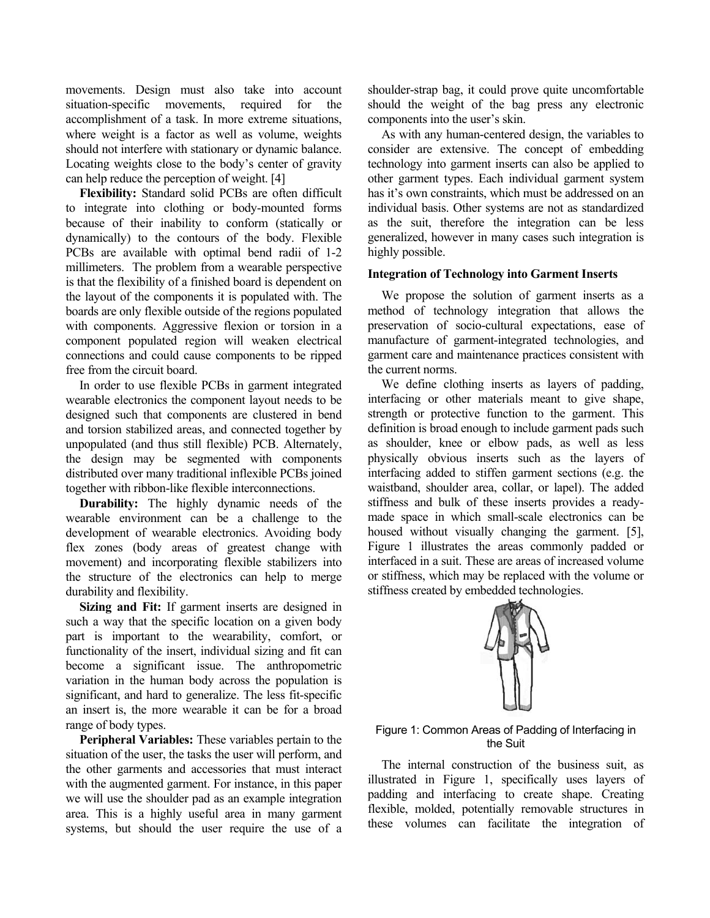movements. Design must also take into account situation-specific movements, required for the accomplishment of a task. In more extreme situations, where weight is a factor as well as volume, weights should not interfere with stationary or dynamic balance. Locating weights close to the body's center of gravity can help reduce the perception of weight. [4]

**Flexibility:** Standard solid PCBs are often difficult to integrate into clothing or body-mounted forms because of their inability to conform (statically or dynamically) to the contours of the body. Flexible PCBs are available with optimal bend radii of 1-2 millimeters. The problem from a wearable perspective is that the flexibility of a finished board is dependent on the layout of the components it is populated with. The boards are only flexible outside of the regions populated with components. Aggressive flexion or torsion in a component populated region will weaken electrical connections and could cause components to be ripped free from the circuit board.

In order to use flexible PCBs in garment integrated wearable electronics the component layout needs to be designed such that components are clustered in bend and torsion stabilized areas, and connected together by unpopulated (and thus still flexible) PCB. Alternately, the design may be segmented with components distributed over many traditional inflexible PCBs joined together with ribbon-like flexible interconnections.

**Durability:** The highly dynamic needs of the wearable environment can be a challenge to the development of wearable electronics. Avoiding body flex zones (body areas of greatest change with movement) and incorporating flexible stabilizers into the structure of the electronics can help to merge durability and flexibility.

**Sizing and Fit:** If garment inserts are designed in such a way that the specific location on a given body part is important to the wearability, comfort, or functionality of the insert, individual sizing and fit can become a significant issue. The anthropometric variation in the human body across the population is significant, and hard to generalize. The less fit-specific an insert is, the more wearable it can be for a broad range of body types.

**Peripheral Variables:** These variables pertain to the situation of the user, the tasks the user will perform, and the other garments and accessories that must interact with the augmented garment. For instance, in this paper we will use the shoulder pad as an example integration area. This is a highly useful area in many garment systems, but should the user require the use of a shoulder-strap bag, it could prove quite uncomfortable should the weight of the bag press any electronic components into the user's skin.

As with any human-centered design, the variables to consider are extensive. The concept of embedding technology into garment inserts can also be applied to other garment types. Each individual garment system has it's own constraints, which must be addressed on an individual basis. Other systems are not as standardized as the suit, therefore the integration can be less generalized, however in many cases such integration is highly possible.

**Integration of Technology into Garment Inserts**

We propose the solution of garment inserts as a method of technology integration that allows the preservation of socio-cultural expectations, ease of manufacture of garment-integrated technologies, and garment care and maintenance practices consistent with the current norms.

We define clothing inserts as layers of padding, interfacing or other materials meant to give shape, strength or protective function to the garment. This definition is broad enough to include garment pads such as shoulder, knee or elbow pads, as well as less physically obvious inserts such as the layers of interfacing added to stiffen garment sections (e.g. the waistband, shoulder area, collar, or lapel). The added stiffness and bulk of these inserts provides a ready-made space in which small-scale electronics can be housed without visually changing the garment. [5], Figure 1 illustrates the areas commonly padded or interfaced in a suit. These are areas of increased volume or stiffness, which may be replaced with the volume or stiffness created by embedded technologies.

Figure 1: Common Areas of Padding of Interfacing in the Suit

The internal construction of the business suit, as illustrated in Figure 1, specifically uses layers of padding and interfacing to create shape. Creating flexible, molded, potentially removable structures in these volumes can facilitate the integration of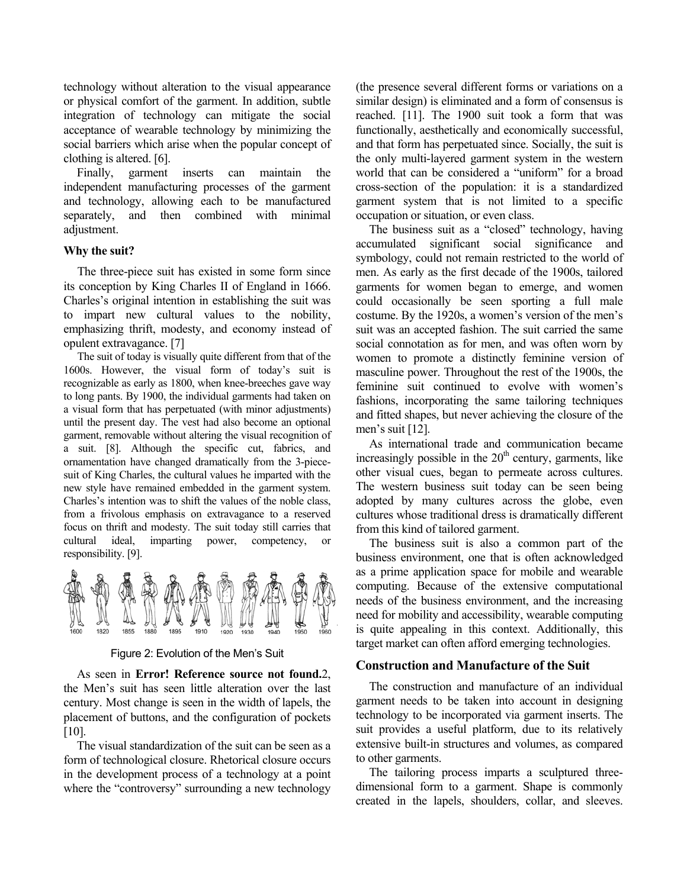technology without alteration to the visual appearance or physical comfort of the garment. In addition, subtle integration of technology can mitigate the social acceptance of wearable technology by minimizing the social barriers which arise when the popular concept of clothing is altered. [6].

Finally, garment inserts can maintain the independent manufacturing processes of the garment and technology, allowing each to be manufactured separately, and then combined with minimal adjustment.

**Why the suit?**

The three-piece suit has existed in some form since its conception by King Charles II of England in 1666. Charles's original intention in establishing the suit was to impart new cultural values to the nobility, emphasizing thrift, modesty, and economy instead of opulent extravagance. [7]

The suit of today is visually quite different from that of the 1600s. However, the visual form of today's suit is recognizable as early as 1800, when knee-breeches gave way to long pants. By 1900, the individual garments had taken on a visual form that has perpetuated (with minor adjustments) until the present day. The vest had also become an optional garment, removable without altering the visual recognition of a suit. [8]. Although the specific cut, fabrics, and ornamentation have changed dramatically from the 3-piece-suit of King Charles, the cultural values he imparted with the new style have remained embedded in the garment system. Charles's intention was to shift the values of the noble class, from a frivolous emphasis on extravagance to a reserved focus on thrift and modesty. The suit today still carries that cultural ideal, imparting power, competency, or responsibility. [9].

1600 1820 1855 1880 1895 1910 1920 1930 1940 1950 1960

Figure 2: Evolution of the Men's Suit

As seen in **Error! Reference source not found.**2, the Men's suit has seen little alteration over the last century. Most change is seen in the width of lapels, the placement of buttons, and the configuration of pockets [10].

The visual standardization of the suit can be seen as a form of technological closure. Rhetorical closure occurs in the development process of a technology at a point where the "controversy" surrounding a new technology (the presence several different forms or variations on a similar design) is eliminated and a form of consensus is reached. [11]. The 1900 suit took a form that was functionally, aesthetically and economically successful, and that form has perpetuated since. Socially, the suit is the only multi-layered garment system in the western world that can be considered a "uniform" for a broad cross-section of the population: it is a standardized garment system that is not limited to a specific occupation or situation, or even class.

The business suit as a "closed" technology, having accumulated significant social significance and symbology, could not remain restricted to the world of men. As early as the first decade of the 1900s, tailored garments for women began to emerge, and women could occasionally be seen sporting a full male costume. By the 1920s, a women's version of the men's suit was an accepted fashion. The suit carried the same social connotation as for men, and was often worn by women to promote a distinctly feminine version of masculine power. Throughout the rest of the 1900s, the feminine suit continued to evolve with women's fashions, incorporating the same tailoring techniques and fitted shapes, but never achieving the closure of the men's suit [12].

As international trade and communication became increasingly possible in the 20th century, garments, like other visual cues, began to permeate across cultures. The western business suit today can be seen being adopted by many cultures across the globe, even cultures whose traditional dress is dramatically different from this kind of tailored garment.

The business suit is also a common part of the business environment, one that is often acknowledged as a prime application space for mobile and wearable computing. Because of the extensive computational needs of the business environment, and the increasing need for mobility and accessibility, wearable computing is quite appealing in this context. Additionally, this target market can often afford emerging technologies.

## Construction and Manufacture of the Suit

The construction and manufacture of an individual garment needs to be taken into account in designing technology to be incorporated via garment inserts. The suit provides a useful platform, due to its relatively extensive built-in structures and volumes, as compared to other garments.

The tailoring process imparts a sculptured three-dimensional form to a garment. Shape is commonly created in the lapels, shoulders, collar, and sleeves.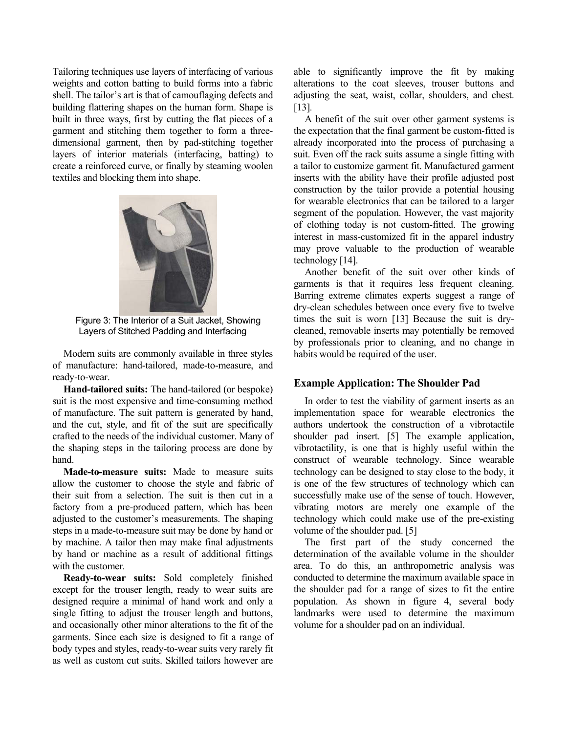Tailoring techniques use layers of interfacing of various weights and cotton batting to build forms into a fabric shell. The tailor's art is that of camouflaging defects and building flattering shapes on the human form. Shape is built in three ways, first by cutting the flat pieces of a garment and stitching them together to form a three-dimensional garment, then by pad-stitching together layers of interior materials (interfacing, batting) to create a reinforced curve, or finally by steaming woolen textiles and blocking them into shape.

Figure 3: The Interior of a Suit Jacket, Showing Layers of Stitched Padding and Interfacing

Modern suits are commonly available in three styles of manufacture: hand-tailored, made-to-measure, and ready-to-wear.

**Hand-tailored suits:** The hand-tailored (or bespoke) suit is the most expensive and time-consuming method of manufacture. The suit pattern is generated by hand, and the cut, style, and fit of the suit are specifically crafted to the needs of the individual customer. Many of the shaping steps in the tailoring process are done by hand.

**Made-to-measure suits:** Made to measure suits allow the customer to choose the style and fabric of their suit from a selection. The suit is then cut in a factory from a pre-produced pattern, which has been adjusted to the customer's measurements. The shaping steps in a made-to-measure suit may be done by hand or by machine. A tailor then may make final adjustments by hand or machine as a result of additional fittings with the customer.

**Ready-to-wear suits:** Sold completely finished except for the trouser length, ready to wear suits are designed require a minimal of hand work and only a single fitting to adjust the trouser length and buttons, and occasionally other minor alterations to the fit of the garments. Since each size is designed to fit a range of body types and styles, ready-to-wear suits very rarely fit as well as custom cut suits. Skilled tailors however are able to significantly improve the fit by making alterations to the coat sleeves, trouser buttons and adjusting the seat, waist, collar, shoulders, and chest. [13].

A benefit of the suit over other garment systems is the expectation that the final garment be custom-fitted is already incorporated into the process of purchasing a suit. Even off the rack suits assume a single fitting with a tailor to customize garment fit. Manufactured garment inserts with the ability have their profile adjusted post construction by the tailor provide a potential housing for wearable electronics that can be tailored to a larger segment of the population. However, the vast majority of clothing today is not custom-fitted. The growing interest in mass-customized fit in the apparel industry may prove valuable to the production of wearable technology [14].

Another benefit of the suit over other kinds of garments is that it requires less frequent cleaning. Barring extreme climates experts suggest a range of dry-clean schedules between once every five to twelve times the suit is worn [13] Because the suit is dry-cleaned, removable inserts may potentially be removed by professionals prior to cleaning, and no change in habits would be required of the user.

## Example Application: The Shoulder Pad

In order to test the viability of garment inserts as an implementation space for wearable electronics the authors undertook the construction of a vibrotactile shoulder pad insert. [5] The example application, vibrotactility, is one that is highly useful within the construct of wearable technology. Since wearable technology can be designed to stay close to the body, it is one of the few structures of technology which can successfully make use of the sense of touch. However, vibrating motors are merely one example of the technology which could make use of the pre-existing volume of the shoulder pad. [5]

The first part of the study concerned the determination of the available volume in the shoulder area. To do this, an anthropometric analysis was conducted to determine the maximum available space in the shoulder pad for a range of sizes to fit the entire population. As shown in figure 4, several body landmarks were used to determine the maximum volume for a shoulder pad on an individual.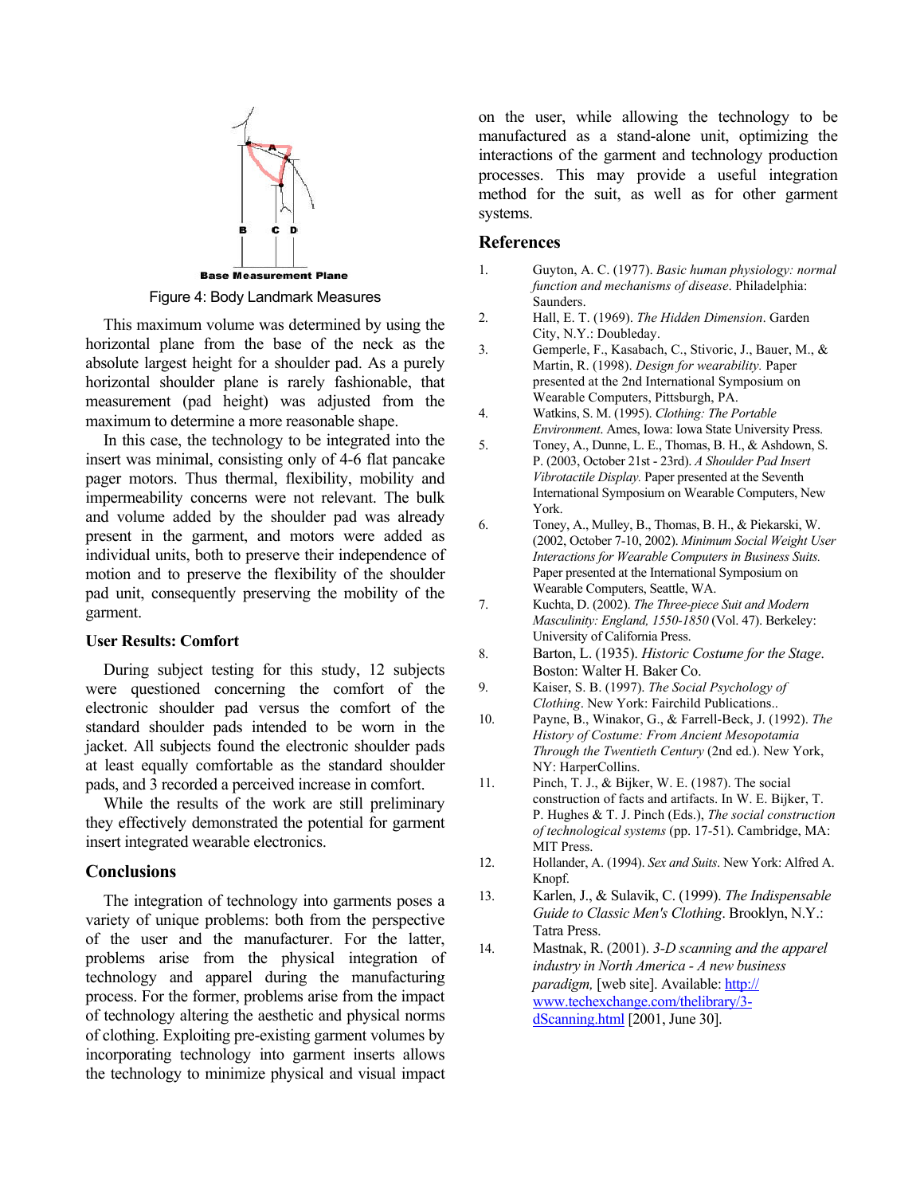B C D

Base Measurement Plane

Figure 4: Body Landmark Measures

This maximum volume was determined by using the horizontal plane from the base of the neck as the absolute largest height for a shoulder pad. As a purely horizontal shoulder plane is rarely fashionable, that measurement (pad height) was adjusted from the maximum to determine a more reasonable shape.

In this case, the technology to be integrated into the insert was minimal, consisting only of 4-6 flat pancake pager motors. Thus thermal, flexibility, mobility and impermeability concerns were not relevant. The bulk and volume added by the shoulder pad was already present in the garment, and motors were added as individual units, both to preserve their independence of motion and to preserve the flexibility of the shoulder pad unit, consequently preserving the mobility of the garment.

### User Results: Comfort

During subject testing for this study, 12 subjects were questioned concerning the comfort of the electronic shoulder pad versus the comfort of the standard shoulder pads intended to be worn in the jacket. All subjects found the electronic shoulder pads at least equally comfortable as the standard shoulder pads, and 3 recorded a perceived increase in comfort.

While the results of the work are still preliminary they effectively demonstrated the potential for garment insert integrated wearable electronics.

## Conclusions

The integration of technology into garments poses a variety of unique problems: both from the perspective of the user and the manufacturer. For the latter, problems arise from the physical integration of technology and apparel during the manufacturing process. For the former, problems arise from the impact of technology altering the aesthetic and physical norms of clothing. Exploiting pre-existing garment volumes by incorporating technology into garment inserts allows the technology to minimize physical and visual impact on the user, while allowing the technology to be manufactured as a stand-alone unit, optimizing the interactions of the garment and technology production processes. This may provide a useful integration method for the suit, as well as for other garment systems.

## References

1. Guyton, A. C. (1977). *Basic human physiology: normal function and mechanisms of disease*. Philadelphia: Saunders.
2. Hall, E. T. (1969). *The Hidden Dimension*. Garden City, N.Y.: Doubleday.
3. Gemperle, F., Kasabach, C., Stivoric, J., Bauer, M., & Martin, R. (1998). *Design for wearability.* Paper presented at the 2nd International Symposium on Wearable Computers, Pittsburgh, PA.
4. Watkins, S. M. (1995). *Clothing: The Portable Environment*. Ames, Iowa: Iowa State University Press.
5. Toney, A., Dunne, L. E., Thomas, B. H., & Ashdown, S. P. (2003, October 21st - 23rd). *A Shoulder Pad Insert Vibrotactile Display.* Paper presented at the Seventh International Symposium on Wearable Computers, New York.
6. Toney, A., Mulley, B., Thomas, B. H., & Piekarski, W. (2002, October 7-10, 2002). *Minimum Social Weight User Interactions for Wearable Computers in Business Suits.* Paper presented at the International Symposium on Wearable Computers, Seattle, WA.
7. Kuchta, D. (2002). *The Three-piece Suit and Modern Masculinity: England, 1550-1850* (Vol. 47). Berkeley: University of California Press.
8. Barton, L. (1935). *Historic Costume for the Stage*. Boston: Walter H. Baker Co.
9. Kaiser, S. B. (1997). *The Social Psychology of Clothing*. New York: Fairchild Publications..
10. Payne, B., Winakor, G., & Farrell-Beck, J. (1992). *The History of Costume: From Ancient Mesopotamia Through the Twentieth Century* (2nd ed.). New York, NY: HarperCollins.
11. Pinch, T. J., & Bijker, W. E. (1987). The social construction of facts and artifacts. In W. E. Bijker, T. P. Hughes & T. J. Pinch (Eds.), *The social construction of technological systems* (pp. 17-51). Cambridge, MA: MIT Press.
12. Hollander, A. (1994). *Sex and Suits*. New York: Alfred A. Knopf.
13. Karlen, J., & Sulavik, C. (1999). *The Indispensable Guide to Classic Men's Clothing*. Brooklyn, N.Y.: Tatra Press.
14. Mastnak, R. (2001). *3-D scanning and the apparel industry in North America - A new business paradigm,* [web site]. Available: http://www.techexchange.com/thelibrary/3-dScanning.html [2001, June 30].